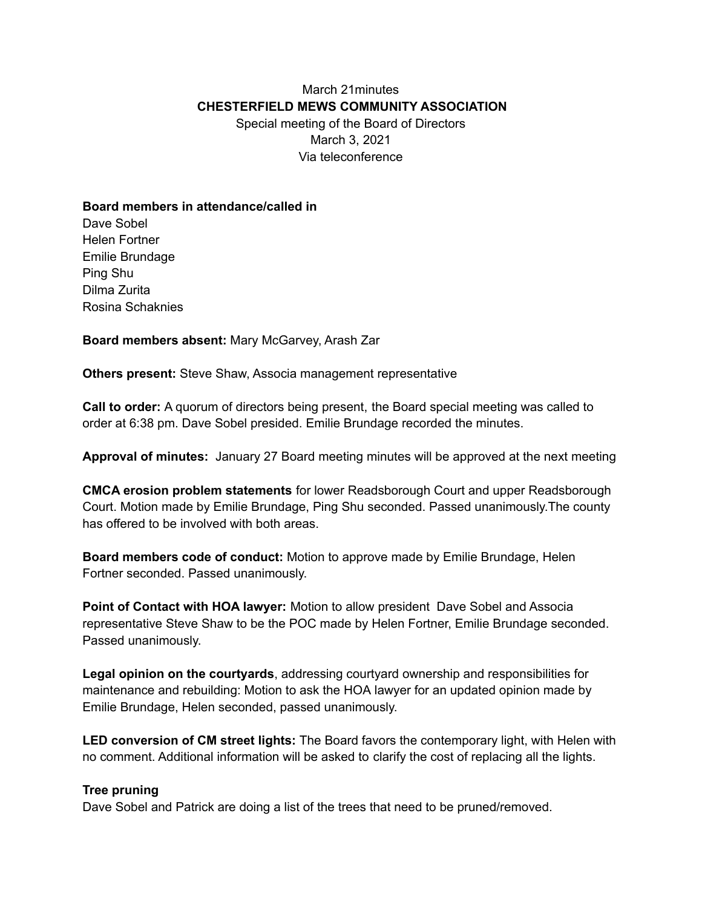March 21minutes

# CHESTERFIELD MEWS COMMUNITY ASSOCIATION

Special meeting of the Board of Directors
March 3, 2021
Via teleconference

**Board members in attendance/called in**
Dave Sobel
Helen Fortner
Emilie Brundage
Ping Shu
Dilma Zurita
Rosina Schaknies

**Board members absent:** Mary McGarvey, Arash Zar

**Others present:** Steve Shaw, Associa management representative

**Call to order:** A quorum of directors being present, the Board special meeting was called to order at 6:38 pm. Dave Sobel presided. Emilie Brundage recorded the minutes.

**Approval of minutes:** January 27 Board meeting minutes will be approved at the next meeting

**CMCA erosion problem statements** for lower Readsborough Court and upper Readsborough Court. Motion made by Emilie Brundage, Ping Shu seconded. Passed unanimously.The county has offered to be involved with both areas.

**Board members code of conduct:** Motion to approve made by Emilie Brundage, Helen Fortner seconded. Passed unanimously.

**Point of Contact with HOA lawyer:** Motion to allow president Dave Sobel and Associa representative Steve Shaw to be the POC made by Helen Fortner, Emilie Brundage seconded. Passed unanimously.

**Legal opinion on the courtyards**, addressing courtyard ownership and responsibilities for maintenance and rebuilding: Motion to ask the HOA lawyer for an updated opinion made by Emilie Brundage, Helen seconded, passed unanimously.

**LED conversion of CM street lights:** The Board favors the contemporary light, with Helen with no comment. Additional information will be asked to clarify the cost of replacing all the lights.

**Tree pruning**
Dave Sobel and Patrick are doing a list of the trees that need to be pruned/removed.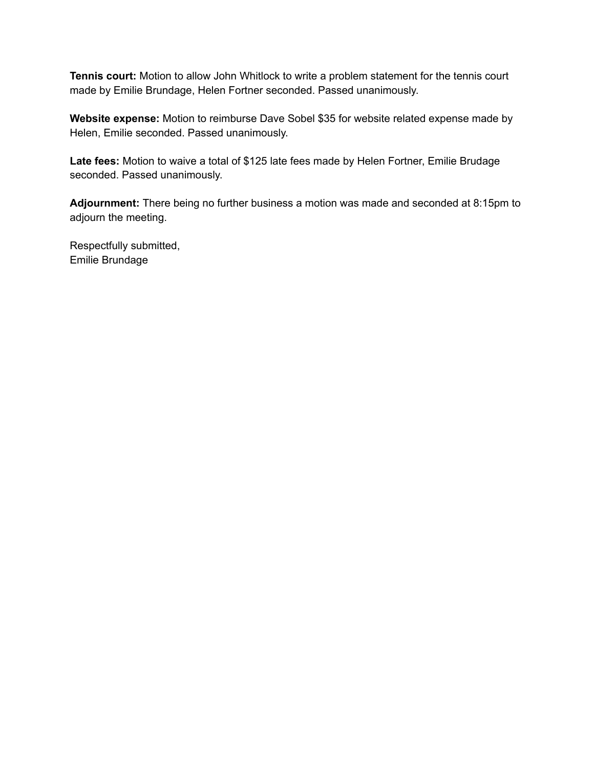**Tennis court:** Motion to allow John Whitlock to write a problem statement for the tennis court made by Emilie Brundage, Helen Fortner seconded. Passed unanimously.

**Website expense:** Motion to reimburse Dave Sobel $35 for website related expense made by Helen, Emilie seconded. Passed unanimously.

**Late fees:** Motion to waive a total of $125 late fees made by Helen Fortner, Emilie Brudage seconded. Passed unanimously.

**Adjournment:** There being no further business a motion was made and seconded at 8:15pm to adjourn the meeting.

Respectfully submitted,
Emilie Brundage